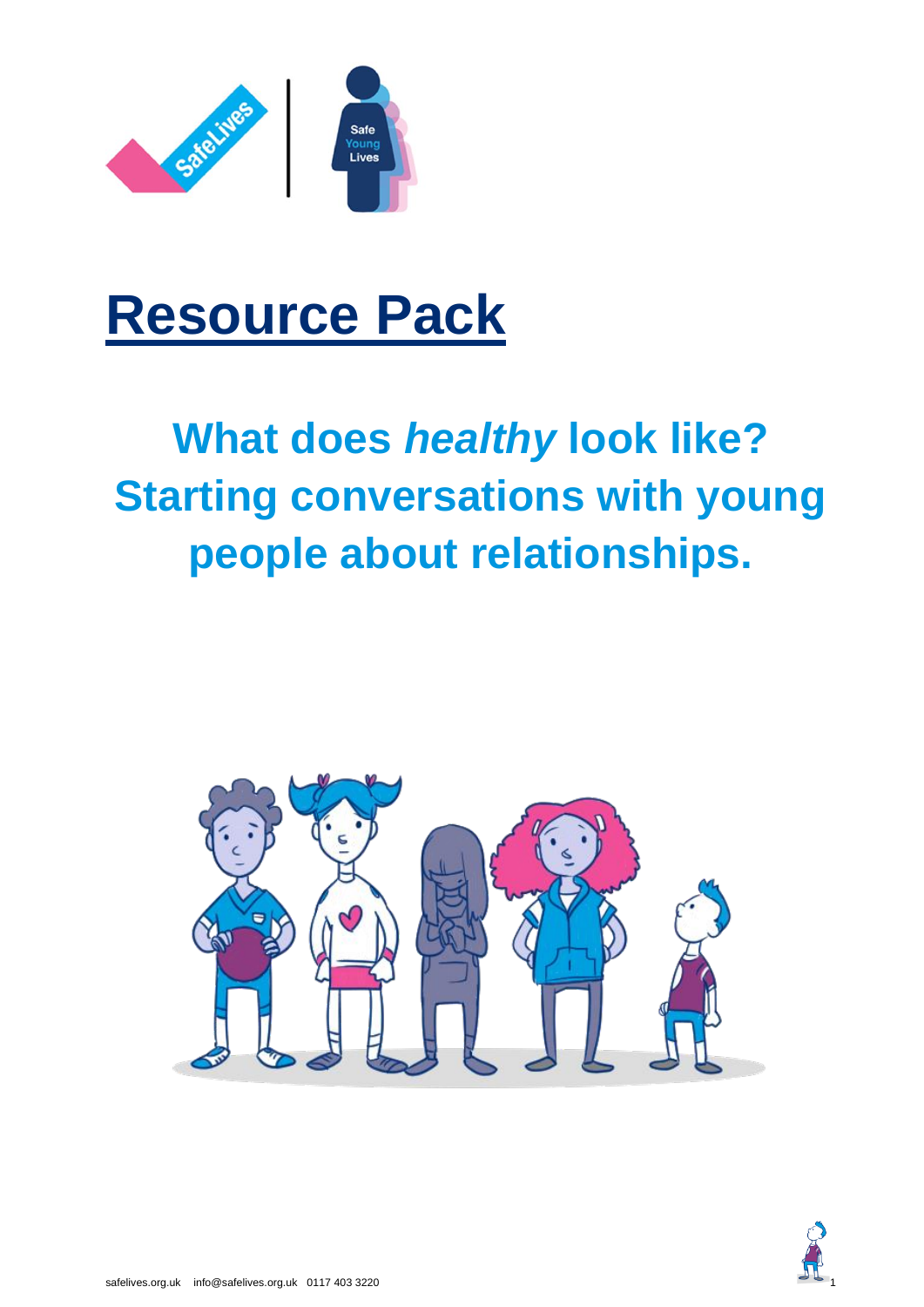# Resource Pack

## What does *healthy* look like? Starting conversations with young people about relationships.

safelives.org.uk info@safelives.org.uk 0117 403 3220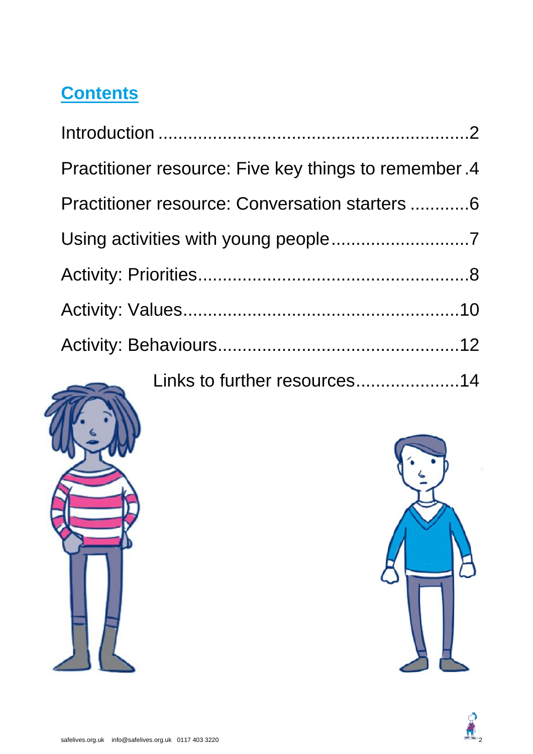## Contents

Introduction ............................................................2

Practitioner resource: Five key things to remember .4

Practitioner resource: Conversation starters ............6

Using activities with young people ...........................7

Activity: Priorities......................................................8

Activity: Values.........................................................10

Activity: Behaviours..................................................12

Links to further resources...................14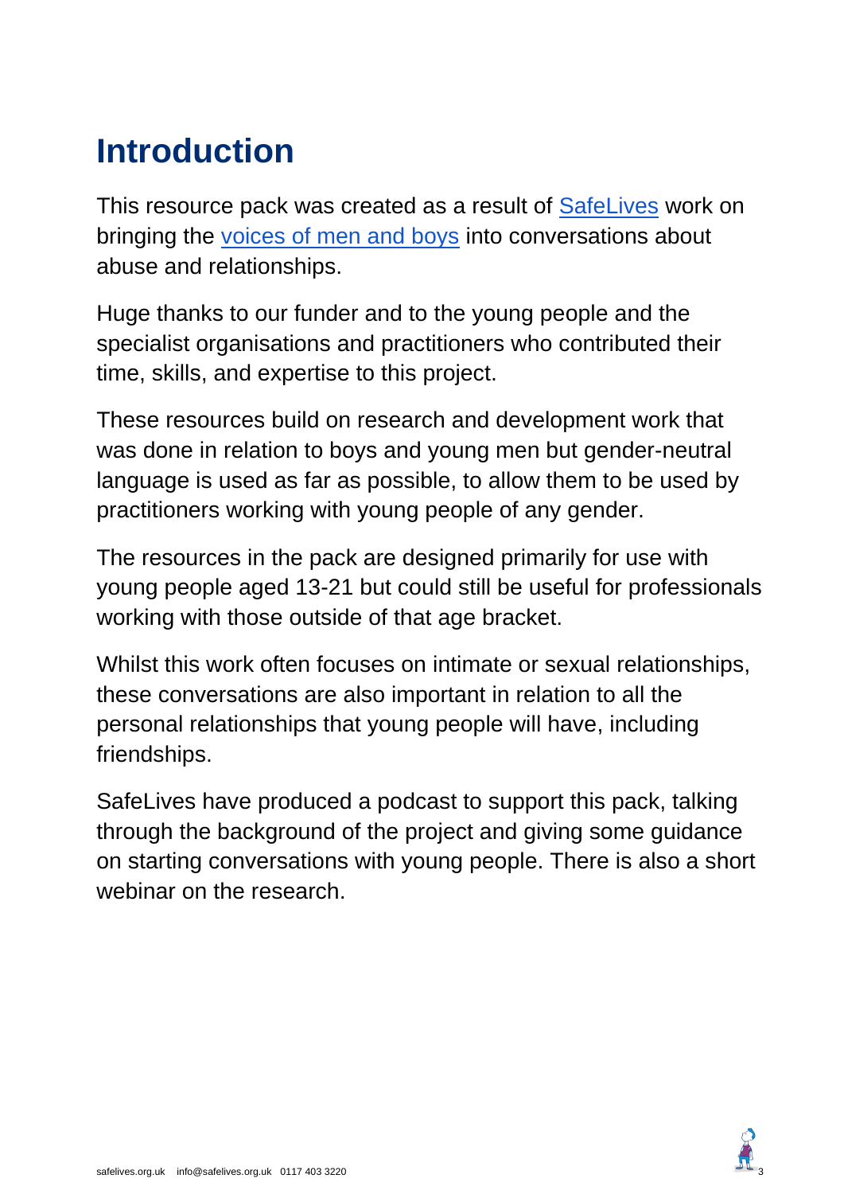# Introduction

This resource pack was created as a result of SafeLives work on bringing the voices of men and boys into conversations about abuse and relationships.

Huge thanks to our funder and to the young people and the specialist organisations and practitioners who contributed their time, skills, and expertise to this project.

These resources build on research and development work that was done in relation to boys and young men but gender-neutral language is used as far as possible, to allow them to be used by practitioners working with young people of any gender.

The resources in the pack are designed primarily for use with young people aged 13-21 but could still be useful for professionals working with those outside of that age bracket.

Whilst this work often focuses on intimate or sexual relationships, these conversations are also important in relation to all the personal relationships that young people will have, including friendships.

SafeLives have produced a podcast to support this pack, talking through the background of the project and giving some guidance on starting conversations with young people. There is also a short webinar on the research.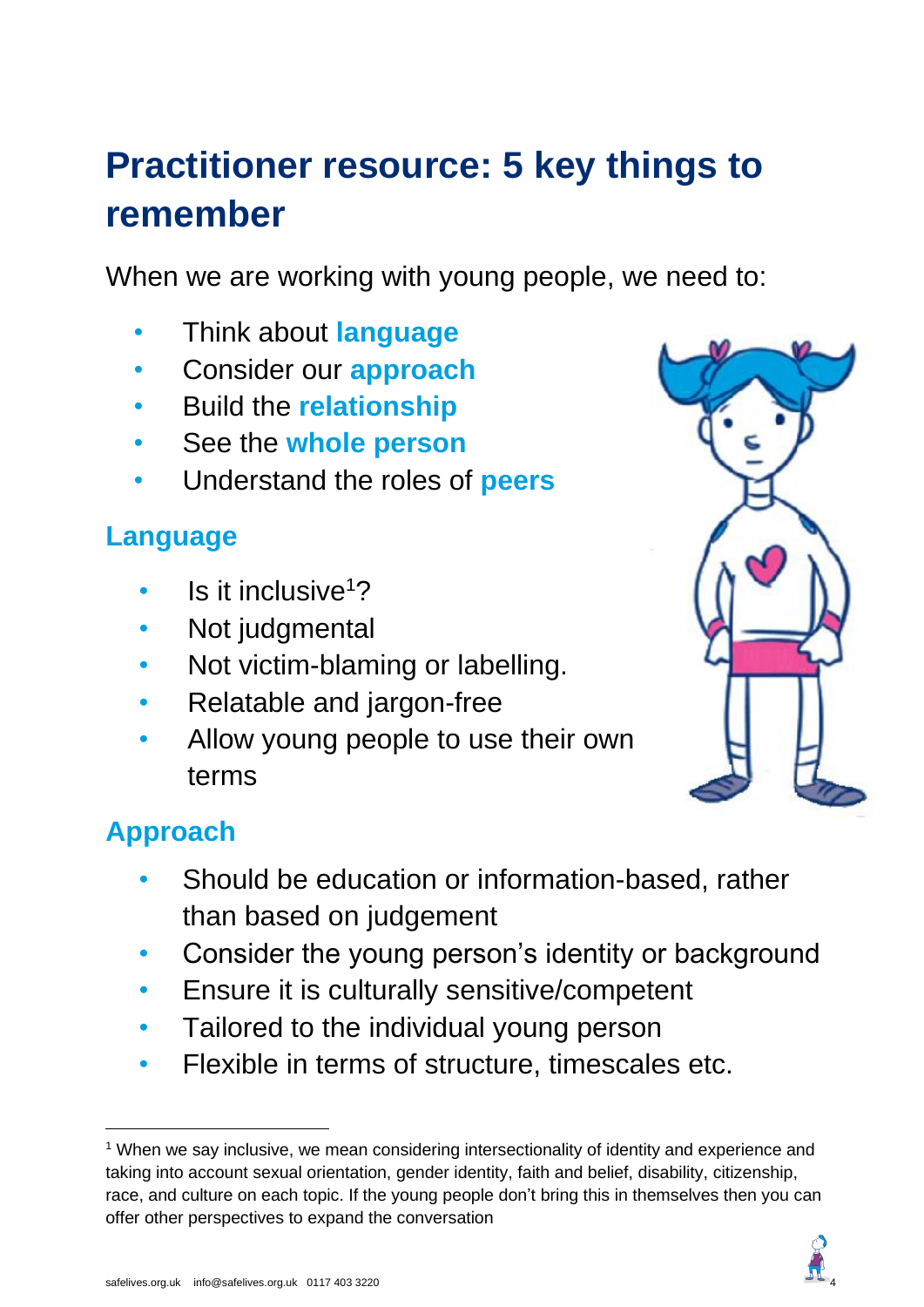# Practitioner resource: 5 key things to remember

When we are working with young people, we need to:

- Think about **language**
- Consider our **approach**
- Build the **relationship**
- See the **whole person**
- Understand the roles of **peers**

## Language

- Is it inclusive[1]?
- Not judgmental
- Not victim-blaming or labelling.
- Relatable and jargon-free
- Allow young people to use their own terms

## Approach

- Should be education or information-based, rather than based on judgement
- Consider the young person's identity or background
- Ensure it is culturally sensitive/competent
- Tailored to the individual young person
- Flexible in terms of structure, timescales etc.

---

[1] When we say inclusive, we mean considering intersectionality of identity and experience and taking into account sexual orientation, gender identity, faith and belief, disability, citizenship, race, and culture on each topic. If the young people don't bring this in themselves then you can offer other perspectives to expand the conversation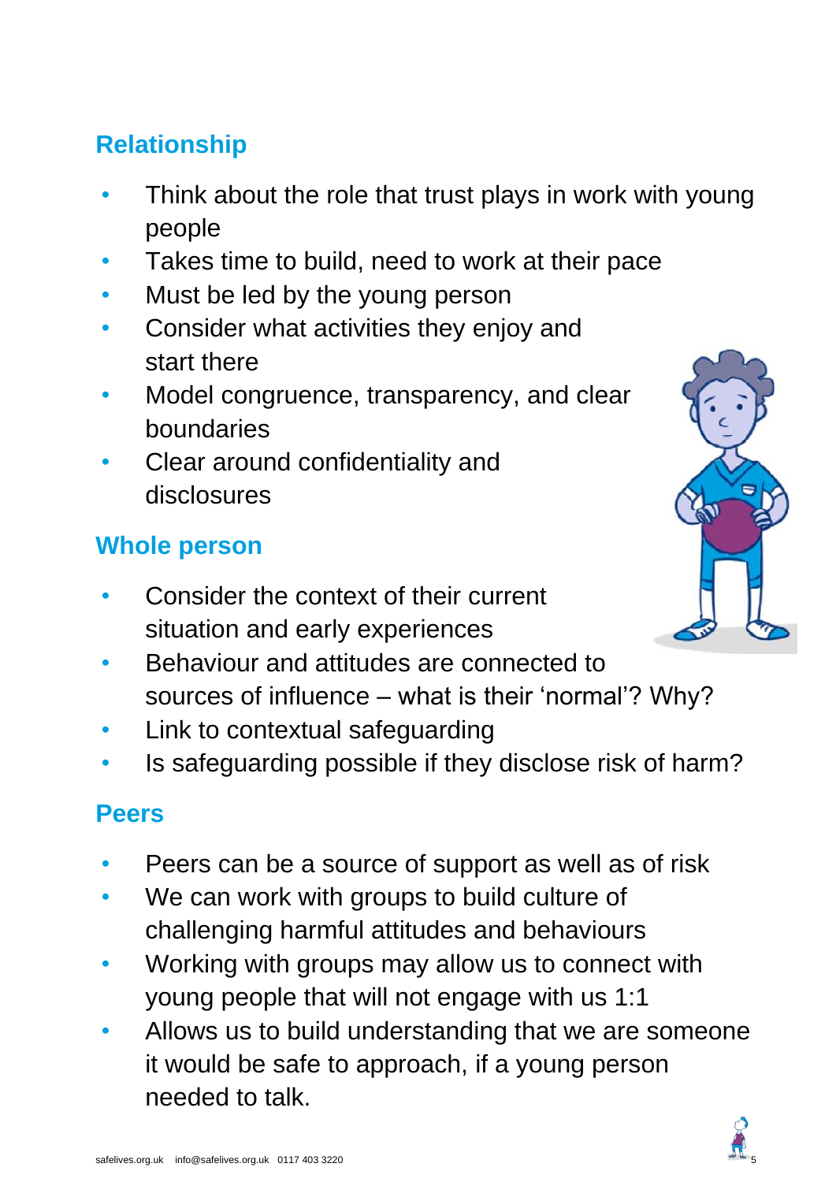## Relationship

- Think about the role that trust plays in work with young people
- Takes time to build, need to work at their pace
- Must be led by the young person
- Consider what activities they enjoy and start there
- Model congruence, transparency, and clear boundaries
- Clear around confidentiality and disclosures

## Whole person

- Consider the context of their current situation and early experiences
- Behaviour and attitudes are connected to sources of influence – what is their 'normal'? Why?
- Link to contextual safeguarding
- Is safeguarding possible if they disclose risk of harm?

## Peers

- Peers can be a source of support as well as of risk
- We can work with groups to build culture of challenging harmful attitudes and behaviours
- Working with groups may allow us to connect with young people that will not engage with us 1:1
- Allows us to build understanding that we are someone it would be safe to approach, if a young person needed to talk.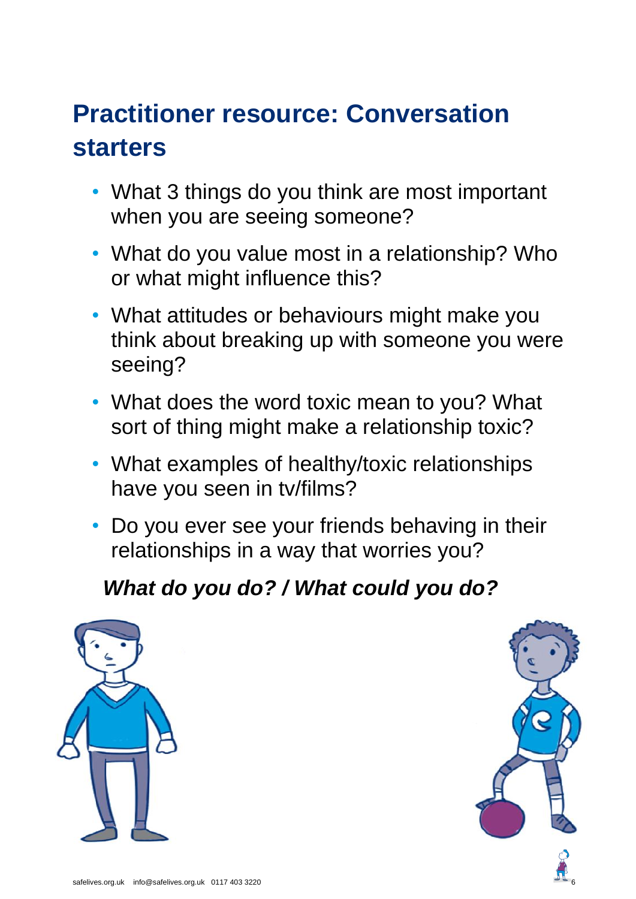# Practitioner resource: Conversation starters

- What 3 things do you think are most important when you are seeing someone?
- What do you value most in a relationship? Who or what might influence this?
- What attitudes or behaviours might make you think about breaking up with someone you were seeing?
- What does the word toxic mean to you? What sort of thing might make a relationship toxic?
- What examples of healthy/toxic relationships have you seen in tv/films?
- Do you ever see your friends behaving in their relationships in a way that worries you?

***What do you do? / What could you do?***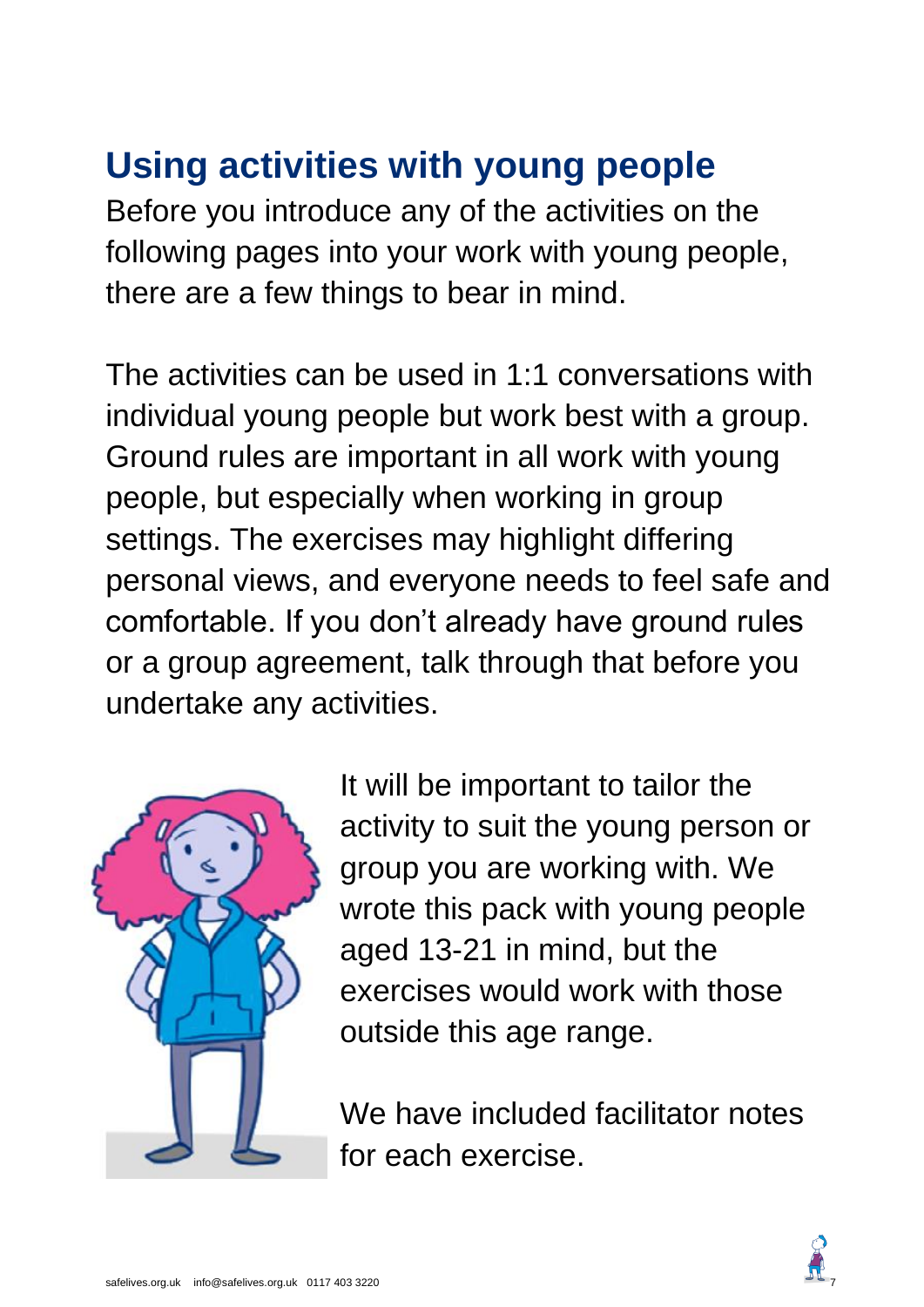# Using activities with young people

Before you introduce any of the activities on the following pages into your work with young people, there are a few things to bear in mind.

The activities can be used in 1:1 conversations with individual young people but work best with a group. Ground rules are important in all work with young people, but especially when working in group settings. The exercises may highlight differing personal views, and everyone needs to feel safe and comfortable. If you don't already have ground rules or a group agreement, talk through that before you undertake any activities.

It will be important to tailor the activity to suit the young person or group you are working with. We wrote this pack with young people aged 13-21 in mind, but the exercises would work with those outside this age range.

We have included facilitator notes for each exercise.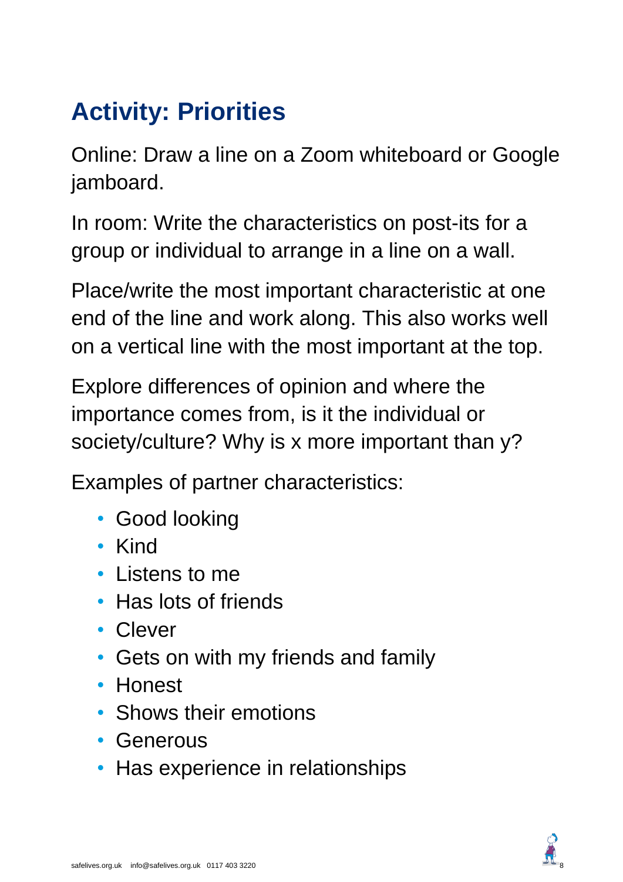# Activity: Priorities

Online: Draw a line on a Zoom whiteboard or Google jamboard.

In room: Write the characteristics on post-its for a group or individual to arrange in a line on a wall.

Place/write the most important characteristic at one end of the line and work along. This also works well on a vertical line with the most important at the top.

Explore differences of opinion and where the importance comes from, is it the individual or society/culture? Why is x more important than y?

Examples of partner characteristics:

- Good looking
- Kind
- Listens to me
- Has lots of friends
- Clever
- Gets on with my friends and family
- Honest
- Shows their emotions
- Generous
- Has experience in relationships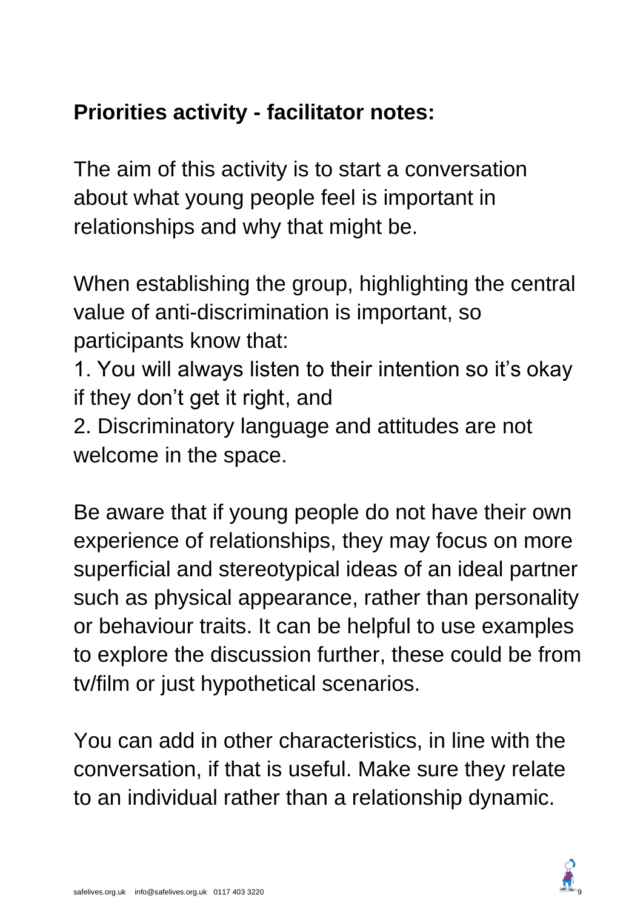**Priorities activity - facilitator notes:**

The aim of this activity is to start a conversation about what young people feel is important in relationships and why that might be.

When establishing the group, highlighting the central value of anti-discrimination is important, so participants know that:

1. You will always listen to their intention so it's okay if they don't get it right, and
2. Discriminatory language and attitudes are not welcome in the space.

Be aware that if young people do not have their own experience of relationships, they may focus on more superficial and stereotypical ideas of an ideal partner such as physical appearance, rather than personality or behaviour traits. It can be helpful to use examples to explore the discussion further, these could be from tv/film or just hypothetical scenarios.

You can add in other characteristics, in line with the conversation, if that is useful. Make sure they relate to an individual rather than a relationship dynamic.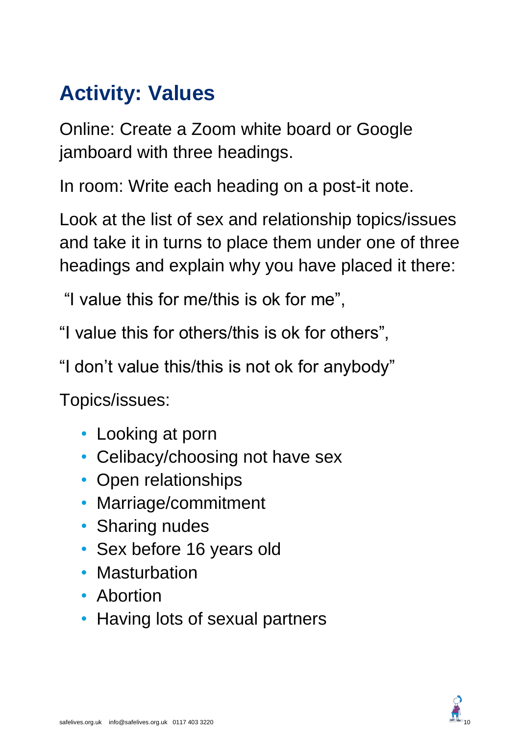## Activity: Values

Online: Create a Zoom white board or Google jamboard with three headings.

In room: Write each heading on a post-it note.

Look at the list of sex and relationship topics/issues and take it in turns to place them under one of three headings and explain why you have placed it there:

"I value this for me/this is ok for me",

"I value this for others/this is ok for others",

"I don't value this/this is not ok for anybody"

Topics/issues:

- Looking at porn
- Celibacy/choosing not have sex
- Open relationships
- Marriage/commitment
- Sharing nudes
- Sex before 16 years old
- Masturbation
- Abortion
- Having lots of sexual partners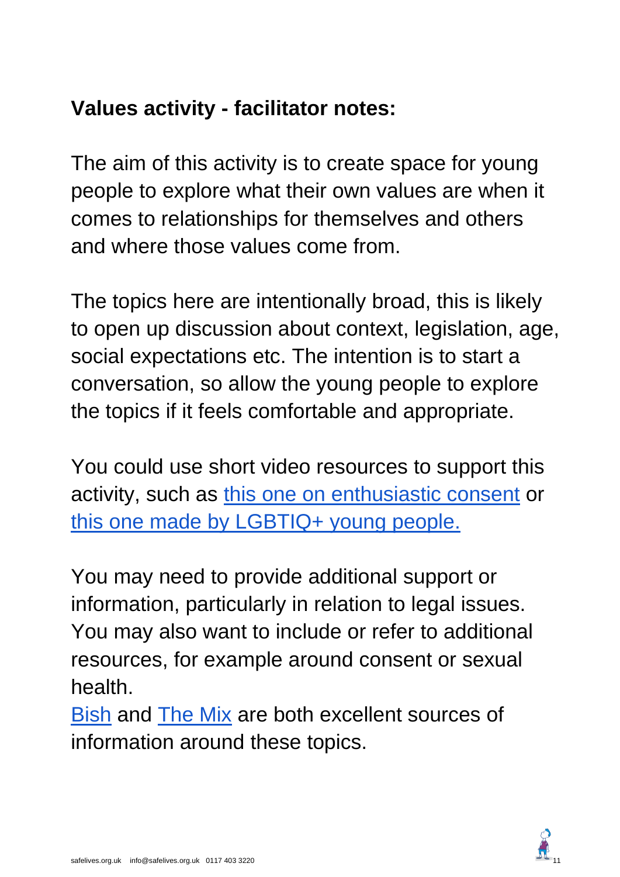## Values activity - facilitator notes:

The aim of this activity is to create space for young people to explore what their own values are when it comes to relationships for themselves and others and where those values come from.

The topics here are intentionally broad, this is likely to open up discussion about context, legislation, age, social expectations etc. The intention is to start a conversation, so allow the young people to explore the topics if it feels comfortable and appropriate.

You could use short video resources to support this activity, such as this one on enthusiastic consent or this one made by LGBTIQ+ young people.

You may need to provide additional support or information, particularly in relation to legal issues. You may also want to include or refer to additional resources, for example around consent or sexual health.

Bish and The Mix are both excellent sources of information around these topics.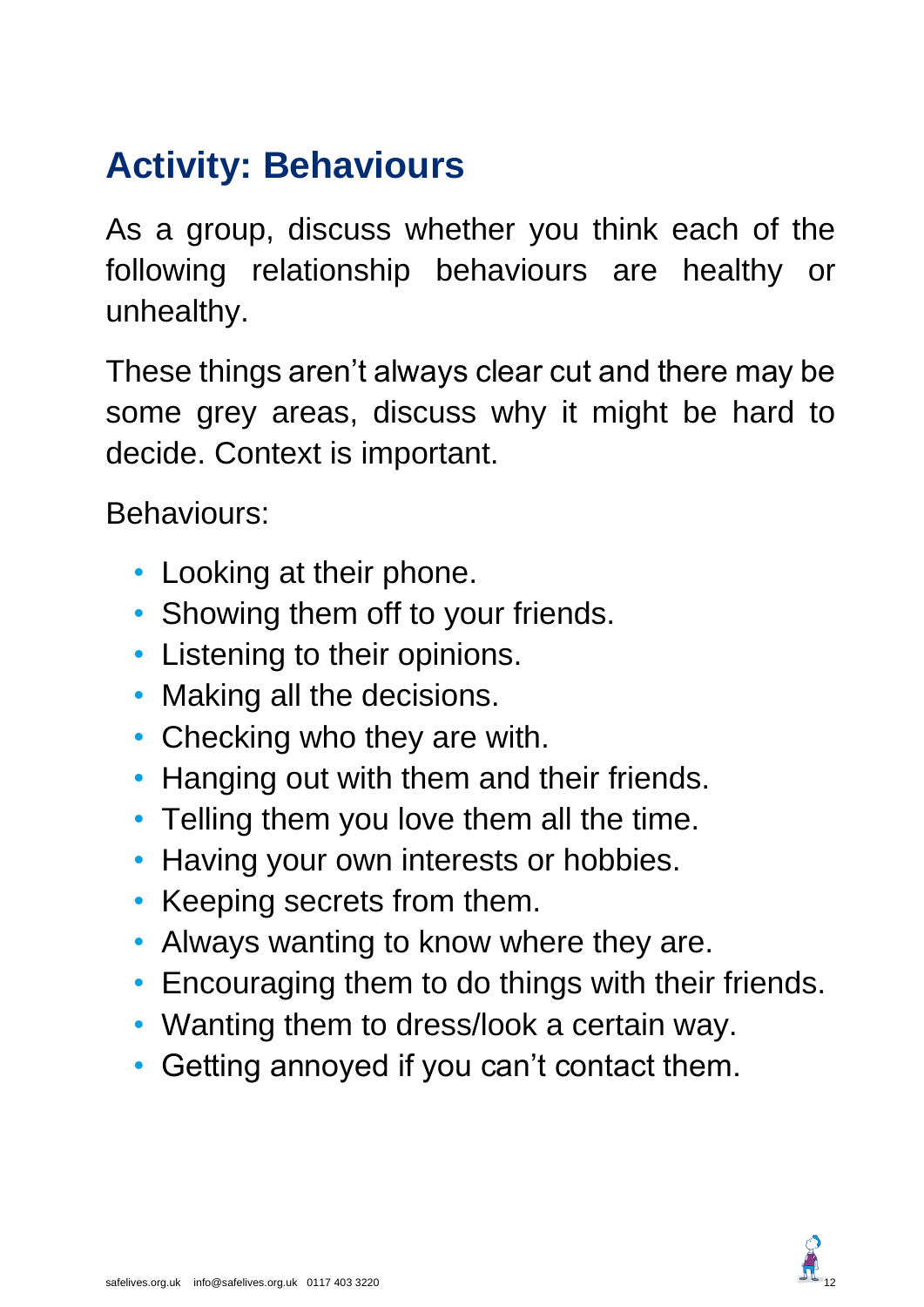## Activity: Behaviours

As a group, discuss whether you think each of the following relationship behaviours are healthy or unhealthy.

These things aren't always clear cut and there may be some grey areas, discuss why it might be hard to decide. Context is important.

Behaviours:

- Looking at their phone.
- Showing them off to your friends.
- Listening to their opinions.
- Making all the decisions.
- Checking who they are with.
- Hanging out with them and their friends.
- Telling them you love them all the time.
- Having your own interests or hobbies.
- Keeping secrets from them.
- Always wanting to know where they are.
- Encouraging them to do things with their friends.
- Wanting them to dress/look a certain way.
- Getting annoyed if you can't contact them.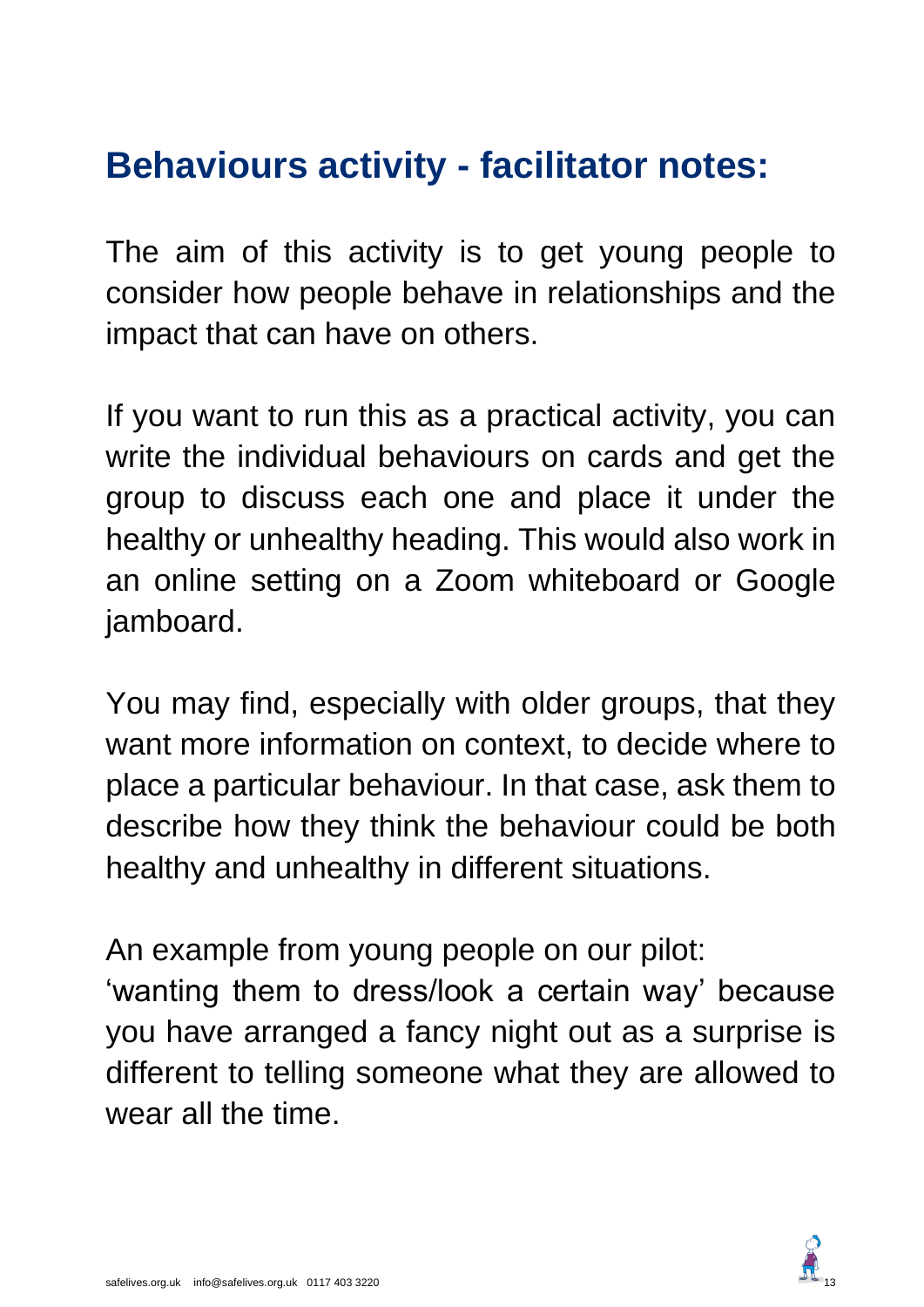## Behaviours activity - facilitator notes:

The aim of this activity is to get young people to consider how people behave in relationships and the impact that can have on others.

If you want to run this as a practical activity, you can write the individual behaviours on cards and get the group to discuss each one and place it under the healthy or unhealthy heading. This would also work in an online setting on a Zoom whiteboard or Google jamboard.

You may find, especially with older groups, that they want more information on context, to decide where to place a particular behaviour. In that case, ask them to describe how they think the behaviour could be both healthy and unhealthy in different situations.

An example from young people on our pilot:
'wanting them to dress/look a certain way' because you have arranged a fancy night out as a surprise is different to telling someone what they are allowed to wear all the time.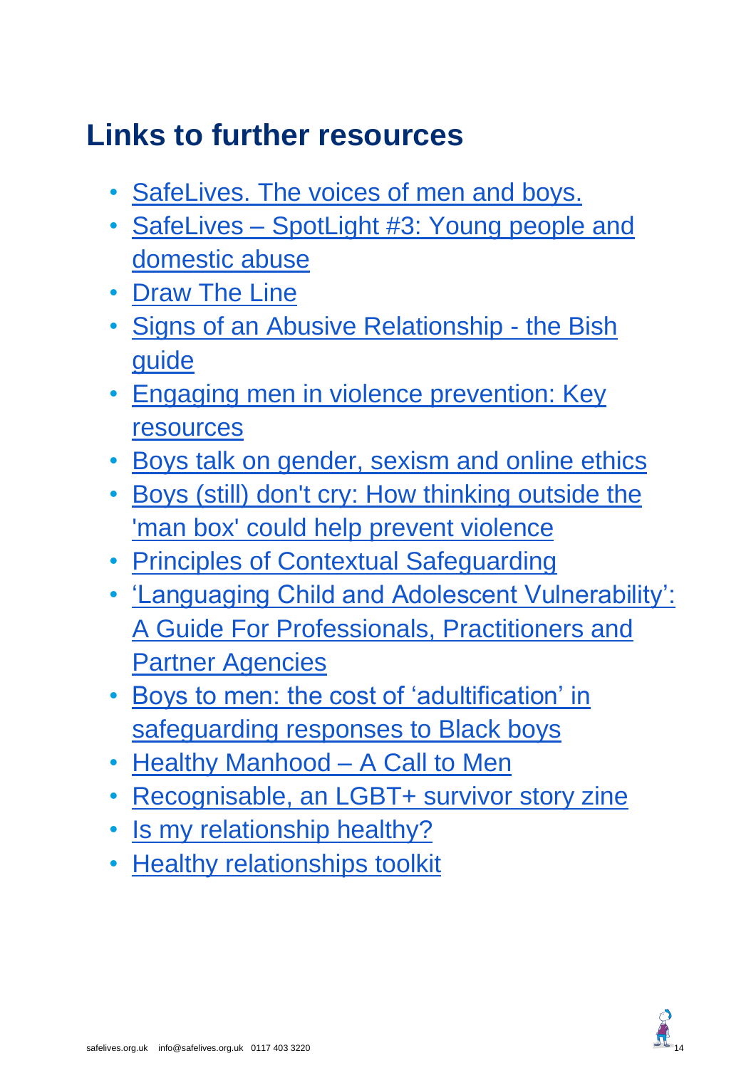# Links to further resources

- SafeLives. The voices of men and boys.
- SafeLives – SpotLight #3: Young people and domestic abuse
- Draw The Line
- Signs of an Abusive Relationship - the Bish guide
- Engaging men in violence prevention: Key resources
- Boys talk on gender, sexism and online ethics
- Boys (still) don't cry: How thinking outside the 'man box' could help prevent violence
- Principles of Contextual Safeguarding
- 'Languaging Child and Adolescent Vulnerability': A Guide For Professionals, Practitioners and Partner Agencies
- Boys to men: the cost of 'adultification' in safeguarding responses to Black boys
- Healthy Manhood – A Call to Men
- Recognisable, an LGBT+ survivor story zine
- Is my relationship healthy?
- Healthy relationships toolkit